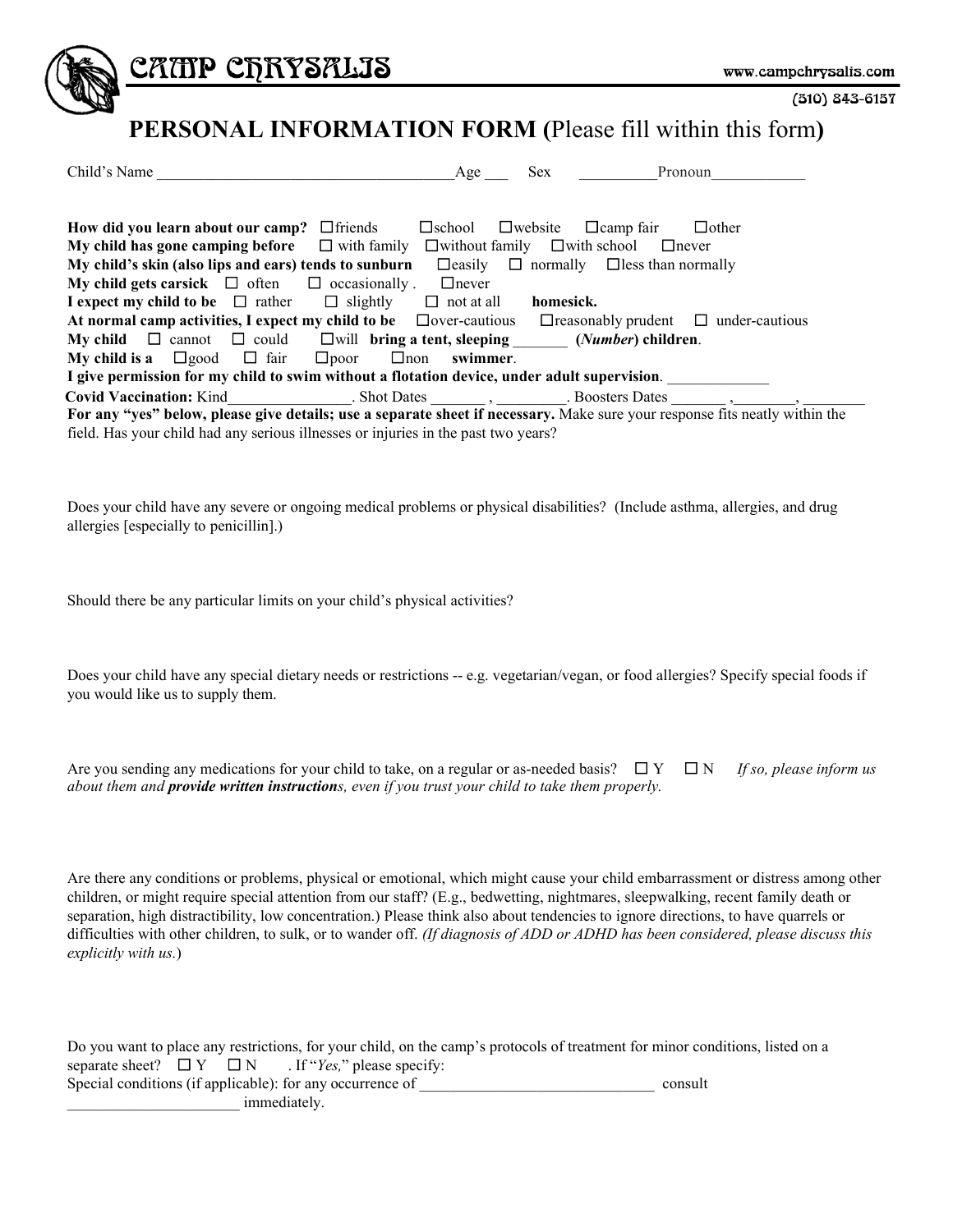CAMP CHRYSALIS

www.campchrysalis.com

(510) 843-6157

# PERSONAL INFORMATION FORM (Please fill within this form)

Child's Name ______________________________________Age ___ Sex __________Pronoun____________

**How did you learn about our camp?** ☐friends ☐school ☐website ☐camp fair ☐other
**My child has gone camping before** ☐ with family ☐without family ☐with school ☐never
**My child's skin (also lips and ears) tends to sunburn** ☐easily ☐ normally ☐less than normally
**My child gets carsick** ☐ often ☐ occasionally . ☐never
**I expect my child to be** ☐ rather ☐ slightly ☐ not at all **homesick.**
**At normal camp activities, I expect my child to be** ☐over-cautious ☐reasonably prudent ☐ under-cautious
**My child** ☐ cannot ☐ could ☐will **bring a tent, sleeping** _______ **(*Number*) children**.
**My child is a** ☐good ☐ fair ☐poor ☐non **swimmer**.
**I give permission for my child to swim without a flotation device, under adult supervision**. _____________
**Covid Vaccination:** Kind________________. Shot Dates _______ , _________. Boosters Dates _______ ,________, ________
**For any "yes" below, please give details; use a separate sheet if necessary.** Make sure your response fits neatly within the field. Has your child had any serious illnesses or injuries in the past two years?

Does your child have any severe or ongoing medical problems or physical disabilities? (Include asthma, allergies, and drug allergies [especially to penicillin].)

Should there be any particular limits on your child's physical activities?

Does your child have any special dietary needs or restrictions -- e.g. vegetarian/vegan, or food allergies? Specify special foods if you would like us to supply them.

Are you sending any medications for your child to take, on a regular or as-needed basis? ☐ Y ☐ N *If so, please inform us about them and **provide written instruction**s, even if you trust your child to take them properly.*

Are there any conditions or problems, physical or emotional, which might cause your child embarrassment or distress among other children, or might require special attention from our staff? (E.g., bedwetting, nightmares, sleepwalking, recent family death or separation, high distractibility, low concentration.) Please think also about tendencies to ignore directions, to have quarrels or difficulties with other children, to sulk, or to wander off. *(If diagnosis of ADD or ADHD has been considered, please discuss this explicitly with us.*)

Do you want to place any restrictions, for your child, on the camp's protocols of treatment for minor conditions, listed on a separate sheet? ☐ Y ☐ N . If "*Yes,*" please specify:
Special conditions (if applicable): for any occurrence of ______________________________ consult
______________________ immediately.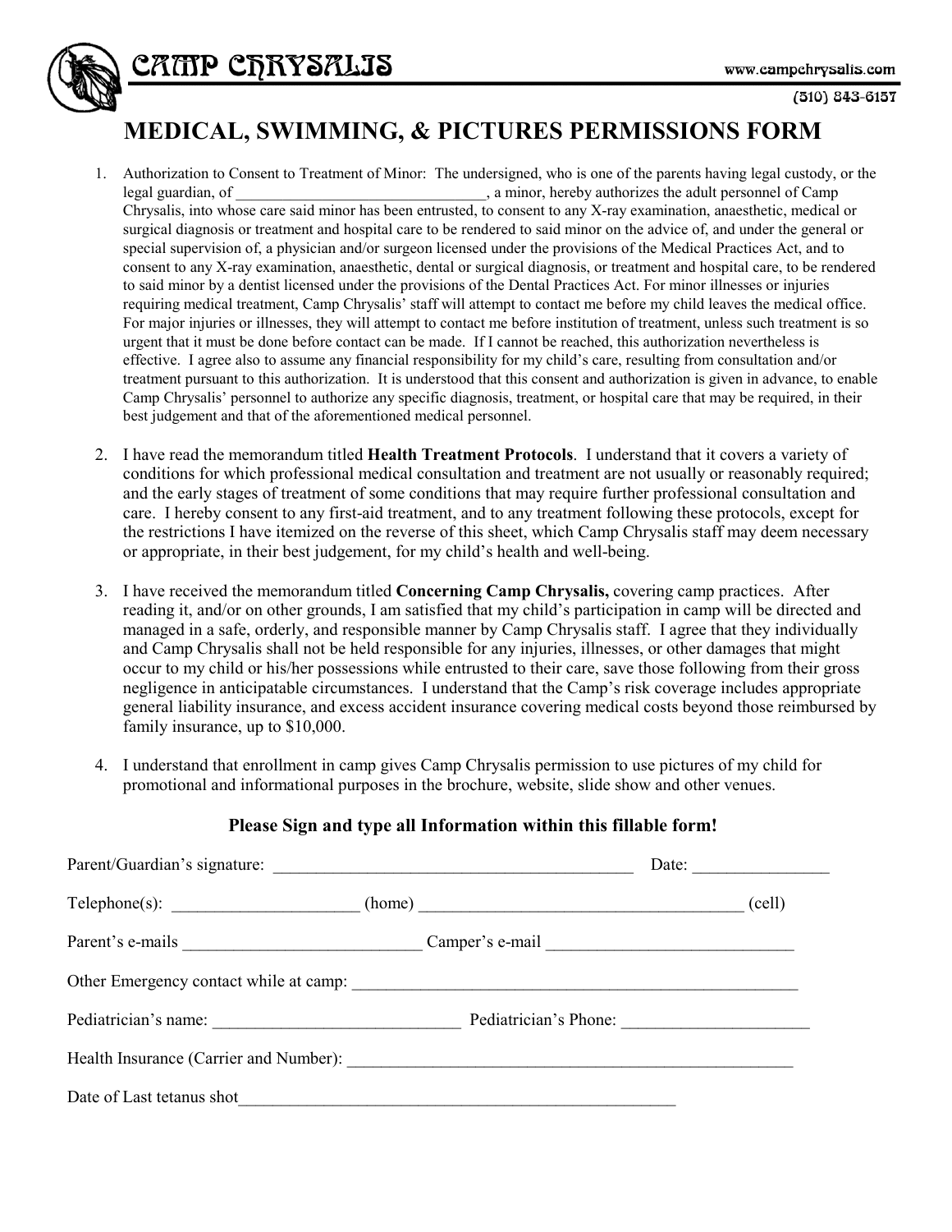CAMP CHRYSALIS

www.campchrysalis.com

(510) 843-6157

# MEDICAL, SWIMMING, & PICTURES PERMISSIONS FORM

1. Authorization to Consent to Treatment of Minor: The undersigned, who is one of the parents having legal custody, or the legal guardian, of \_\_\_\_\_\_\_\_\_\_\_\_\_\_\_\_\_\_\_\_\_\_\_\_\_\_\_\_\_\_\_\_, a minor, hereby authorizes the adult personnel of Camp Chrysalis, into whose care said minor has been entrusted, to consent to any X-ray examination, anaesthetic, medical or surgical diagnosis or treatment and hospital care to be rendered to said minor on the advice of, and under the general or special supervision of, a physician and/or surgeon licensed under the provisions of the Medical Practices Act, and to consent to any X-ray examination, anaesthetic, dental or surgical diagnosis, or treatment and hospital care, to be rendered to said minor by a dentist licensed under the provisions of the Dental Practices Act. For minor illnesses or injuries requiring medical treatment, Camp Chrysalis' staff will attempt to contact me before my child leaves the medical office. For major injuries or illnesses, they will attempt to contact me before institution of treatment, unless such treatment is so urgent that it must be done before contact can be made. If I cannot be reached, this authorization nevertheless is effective. I agree also to assume any financial responsibility for my child's care, resulting from consultation and/or treatment pursuant to this authorization. It is understood that this consent and authorization is given in advance, to enable Camp Chrysalis' personnel to authorize any specific diagnosis, treatment, or hospital care that may be required, in their best judgement and that of the aforementioned medical personnel.

2. I have read the memorandum titled **Health Treatment Protocols**. I understand that it covers a variety of conditions for which professional medical consultation and treatment are not usually or reasonably required; and the early stages of treatment of some conditions that may require further professional consultation and care. I hereby consent to any first-aid treatment, and to any treatment following these protocols, except for the restrictions I have itemized on the reverse of this sheet, which Camp Chrysalis staff may deem necessary or appropriate, in their best judgement, for my child's health and well-being.

3. I have received the memorandum titled **Concerning Camp Chrysalis,** covering camp practices. After reading it, and/or on other grounds, I am satisfied that my child's participation in camp will be directed and managed in a safe, orderly, and responsible manner by Camp Chrysalis staff. I agree that they individually and Camp Chrysalis shall not be held responsible for any injuries, illnesses, or other damages that might occur to my child or his/her possessions while entrusted to their care, save those following from their gross negligence in anticipatable circumstances. I understand that the Camp's risk coverage includes appropriate general liability insurance, and excess accident insurance covering medical costs beyond those reimbursed by family insurance, up to $10,000.

4. I understand that enrollment in camp gives Camp Chrysalis permission to use pictures of my child for promotional and informational purposes in the brochure, website, slide show and other venues.

**Please Sign and type all Information within this fillable form!**

Parent/Guardian's signature: \_\_\_\_\_\_\_\_\_\_\_\_\_\_\_\_\_\_\_\_\_\_\_\_\_\_\_\_\_\_\_\_\_\_\_\_\_\_\_\_\_\_ Date: \_\_\_\_\_\_\_\_\_\_\_\_\_\_\_\_

Telephone(s): \_\_\_\_\_\_\_\_\_\_\_\_\_\_\_\_\_\_\_\_\_\_ (home) \_\_\_\_\_\_\_\_\_\_\_\_\_\_\_\_\_\_\_\_\_\_\_\_\_\_\_\_\_\_\_\_\_\_\_\_\_\_ (cell)

Parent's e-mails \_\_\_\_\_\_\_\_\_\_\_\_\_\_\_\_\_\_\_\_\_\_\_\_\_\_\_\_ Camper's e-mail \_\_\_\_\_\_\_\_\_\_\_\_\_\_\_\_\_\_\_\_\_\_\_\_\_\_\_\_\_

Other Emergency contact while at camp: \_\_\_\_\_\_\_\_\_\_\_\_\_\_\_\_\_\_\_\_\_\_\_\_\_\_\_\_\_\_\_\_\_\_\_\_\_\_\_\_\_\_\_\_\_\_\_\_\_\_\_\_\_\_

Pediatrician's name: \_\_\_\_\_\_\_\_\_\_\_\_\_\_\_\_\_\_\_\_\_\_\_\_\_\_\_\_\_ Pediatrician's Phone: \_\_\_\_\_\_\_\_\_\_\_\_\_\_\_\_\_\_\_\_\_\_

Health Insurance (Carrier and Number): \_\_\_\_\_\_\_\_\_\_\_\_\_\_\_\_\_\_\_\_\_\_\_\_\_\_\_\_\_\_\_\_\_\_\_\_\_\_\_\_\_\_\_\_\_\_\_\_\_\_\_\_\_

Date of Last tetanus shot\_\_\_\_\_\_\_\_\_\_\_\_\_\_\_\_\_\_\_\_\_\_\_\_\_\_\_\_\_\_\_\_\_\_\_\_\_\_\_\_\_\_\_\_\_\_\_\_\_\_\_\_\_\_\_\_